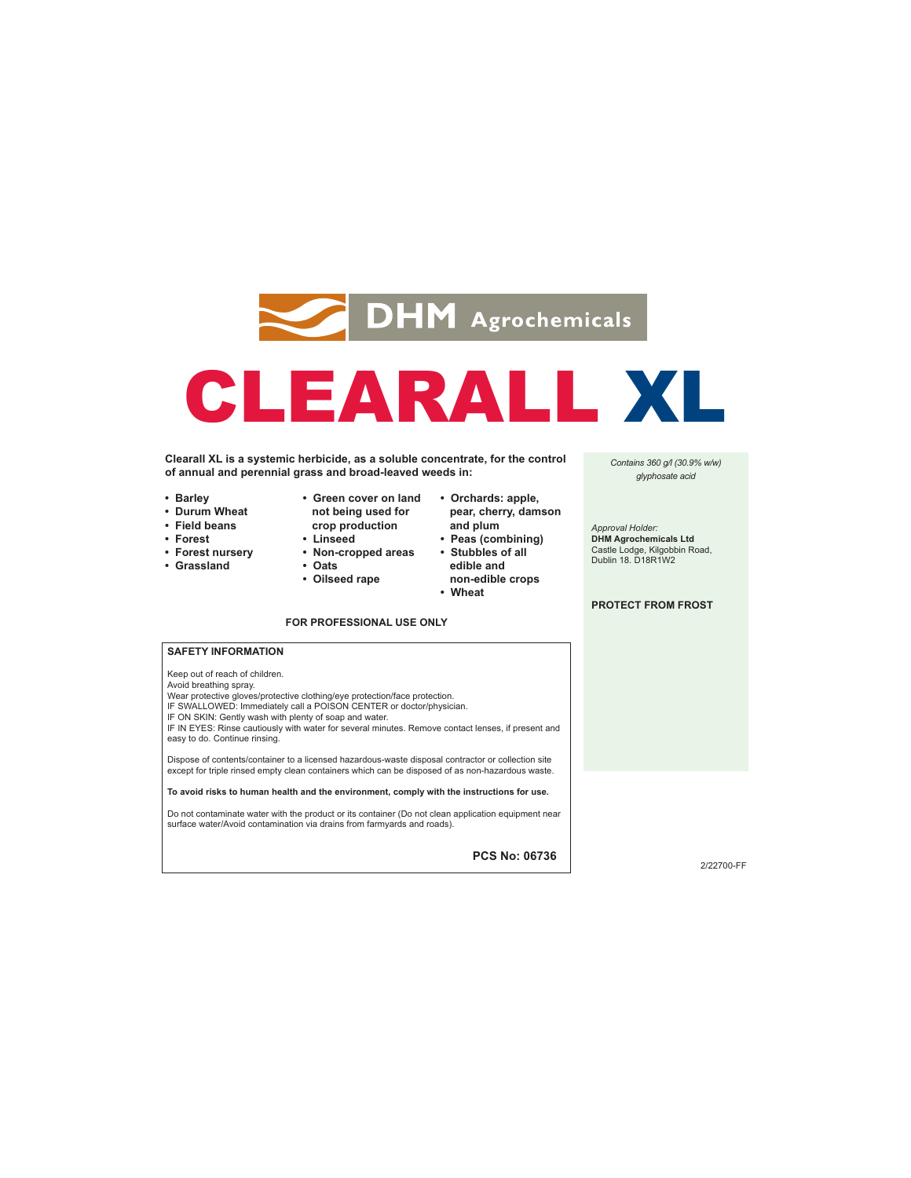DHM Agrochemicals

# CLEARALL XL

**Clearall XL is a systemic herbicide, as a soluble concentrate, for the control of annual and perennial grass and broad-leaved weeds in:**

- **Barley**
- **Durum Wheat**
- **Field beans**
- **Forest**
- **Forest nursery**
- **Grassland**
- **Green cover on land not being used for crop production**
- **Linseed**
- **Non-cropped areas**
- **Oats**
- **Oilseed rape**
- **Orchards: apple, pear, cherry, damson and plum**
- **Peas (combining)**
- **Stubbles of all edible and non-edible crops**
- **Wheat**

*Contains 360 g/l (30.9% w/w) glyphosate acid*

*Approval Holder:*
**DHM Agrochemicals Ltd**
Castle Lodge, Kilgobbin Road,
Dublin 18. D18R1W2

**PROTECT FROM FROST**

**FOR PROFESSIONAL USE ONLY**

## SAFETY INFORMATION

Keep out of reach of children.
Avoid breathing spray.
Wear protective gloves/protective clothing/eye protection/face protection.
IF SWALLOWED: Immediately call a POISON CENTER or doctor/physician.
IF ON SKIN: Gently wash with plenty of soap and water.
IF IN EYES: Rinse cautiously with water for several minutes. Remove contact lenses, if present and easy to do. Continue rinsing.

Dispose of contents/container to a licensed hazardous-waste disposal contractor or collection site except for triple rinsed empty clean containers which can be disposed of as non-hazardous waste.

**To avoid risks to human health and the environment, comply with the instructions for use.**

Do not contaminate water with the product or its container (Do not clean application equipment near surface water/Avoid contamination via drains from farmyards and roads).

**PCS No: 06736**

2/22700-FF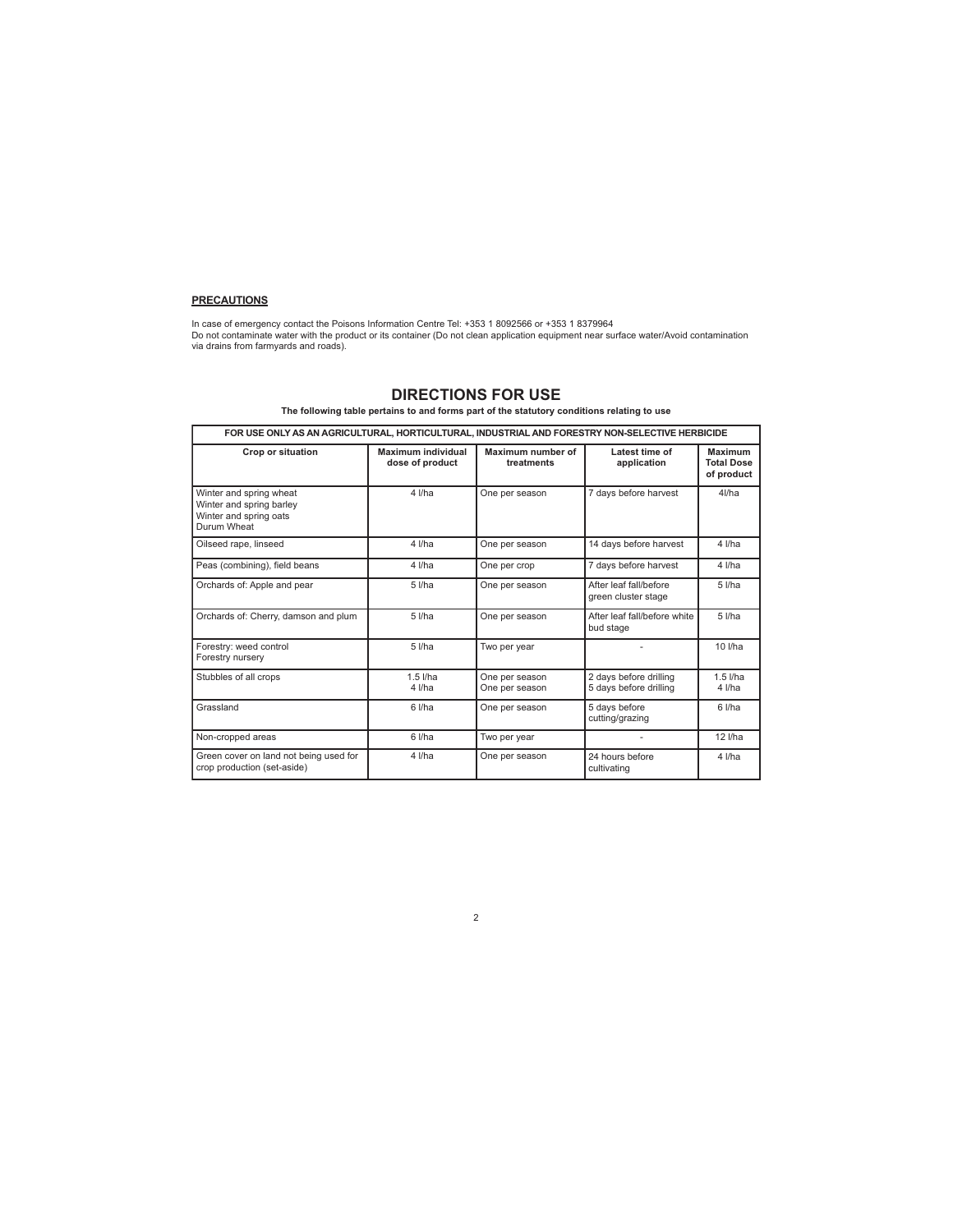**PRECAUTIONS**

In case of emergency contact the Poisons Information Centre Tel: +353 1 8092566 or +353 1 8379964
Do not contaminate water with the product or its container (Do not clean application equipment near surface water/Avoid contamination via drains from farmyards and roads).

## DIRECTIONS FOR USE

**The following table pertains to and forms part of the statutory conditions relating to use**

| FOR USE ONLY AS AN AGRICULTURAL, HORTICULTURAL, INDUSTRIAL AND FORESTRY NON-SELECTIVE HERBICIDE | | | | |
|---|---|---|---|---|
| **Crop or situation** | **Maximum individual dose of product** | **Maximum number of treatments** | **Latest time of application** | **Maximum Total Dose of product** |
| Winter and spring wheat<br>Winter and spring barley<br>Winter and spring oats<br>Durum Wheat | 4 l/ha | One per season | 7 days before harvest | 4l/ha |
| Oilseed rape, linseed | 4 l/ha | One per season | 14 days before harvest | 4 l/ha |
| Peas (combining), field beans | 4 l/ha | One per crop | 7 days before harvest | 4 l/ha |
| Orchards of: Apple and pear | 5 l/ha | One per season | After leaf fall/before green cluster stage | 5 l/ha |
| Orchards of: Cherry, damson and plum | 5 l/ha | One per season | After leaf fall/before white bud stage | 5 l/ha |
| Forestry: weed control<br>Forestry nursery | 5 l/ha | Two per year | - | 10 l/ha |
| Stubbles of all crops | 1.5 l/ha<br>4 l/ha | One per season<br>One per season | 2 days before drilling<br>5 days before drilling | 1.5 l/ha<br>4 l/ha |
| Grassland | 6 l/ha | One per season | 5 days before cutting/grazing | 6 l/ha |
| Non-cropped areas | 6 l/ha | Two per year | - | 12 l/ha |
| Green cover on land not being used for crop production (set-aside) | 4 l/ha | One per season | 24 hours before cultivating | 4 l/ha |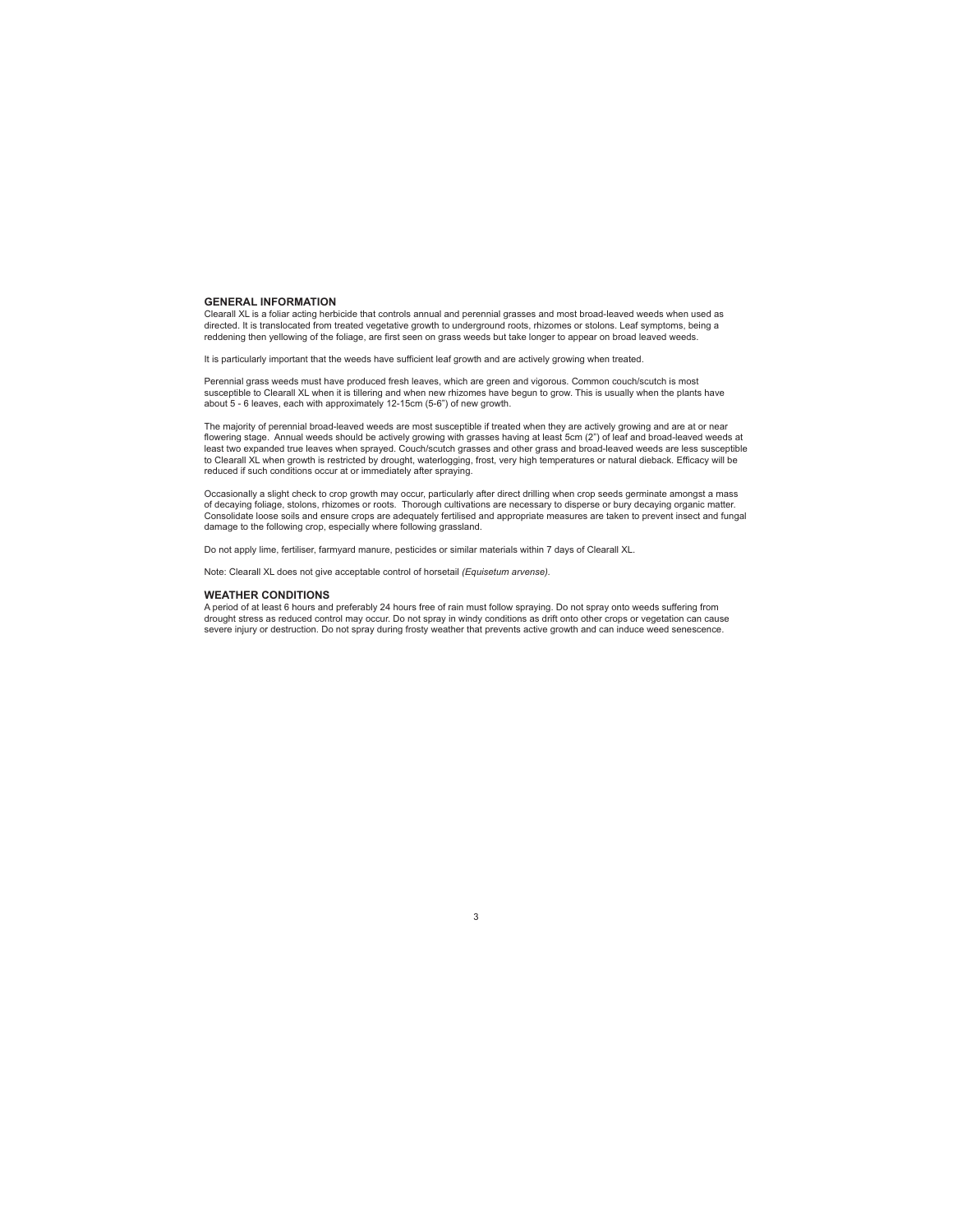## GENERAL INFORMATION

Clearall XL is a foliar acting herbicide that controls annual and perennial grasses and most broad-leaved weeds when used as directed. It is translocated from treated vegetative growth to underground roots, rhizomes or stolons. Leaf symptoms, being a reddening then yellowing of the foliage, are first seen on grass weeds but take longer to appear on broad leaved weeds.

It is particularly important that the weeds have sufficient leaf growth and are actively growing when treated.

Perennial grass weeds must have produced fresh leaves, which are green and vigorous. Common couch/scutch is most susceptible to Clearall XL when it is tillering and when new rhizomes have begun to grow. This is usually when the plants have about 5 - 6 leaves, each with approximately 12-15cm (5-6") of new growth.

The majority of perennial broad-leaved weeds are most susceptible if treated when they are actively growing and are at or near flowering stage. Annual weeds should be actively growing with grasses having at least 5cm (2") of leaf and broad-leaved weeds at least two expanded true leaves when sprayed. Couch/scutch grasses and other grass and broad-leaved weeds are less susceptible to Clearall XL when growth is restricted by drought, waterlogging, frost, very high temperatures or natural dieback. Efficacy will be reduced if such conditions occur at or immediately after spraying.

Occasionally a slight check to crop growth may occur, particularly after direct drilling when crop seeds germinate amongst a mass of decaying foliage, stolons, rhizomes or roots. Thorough cultivations are necessary to disperse or bury decaying organic matter. Consolidate loose soils and ensure crops are adequately fertilised and appropriate measures are taken to prevent insect and fungal damage to the following crop, especially where following grassland.

Do not apply lime, fertiliser, farmyard manure, pesticides or similar materials within 7 days of Clearall XL.

Note: Clearall XL does not give acceptable control of horsetail *(Equisetum arvense)*.

## WEATHER CONDITIONS

A period of at least 6 hours and preferably 24 hours free of rain must follow spraying. Do not spray onto weeds suffering from drought stress as reduced control may occur. Do not spray in windy conditions as drift onto other crops or vegetation can cause severe injury or destruction. Do not spray during frosty weather that prevents active growth and can induce weed senescence.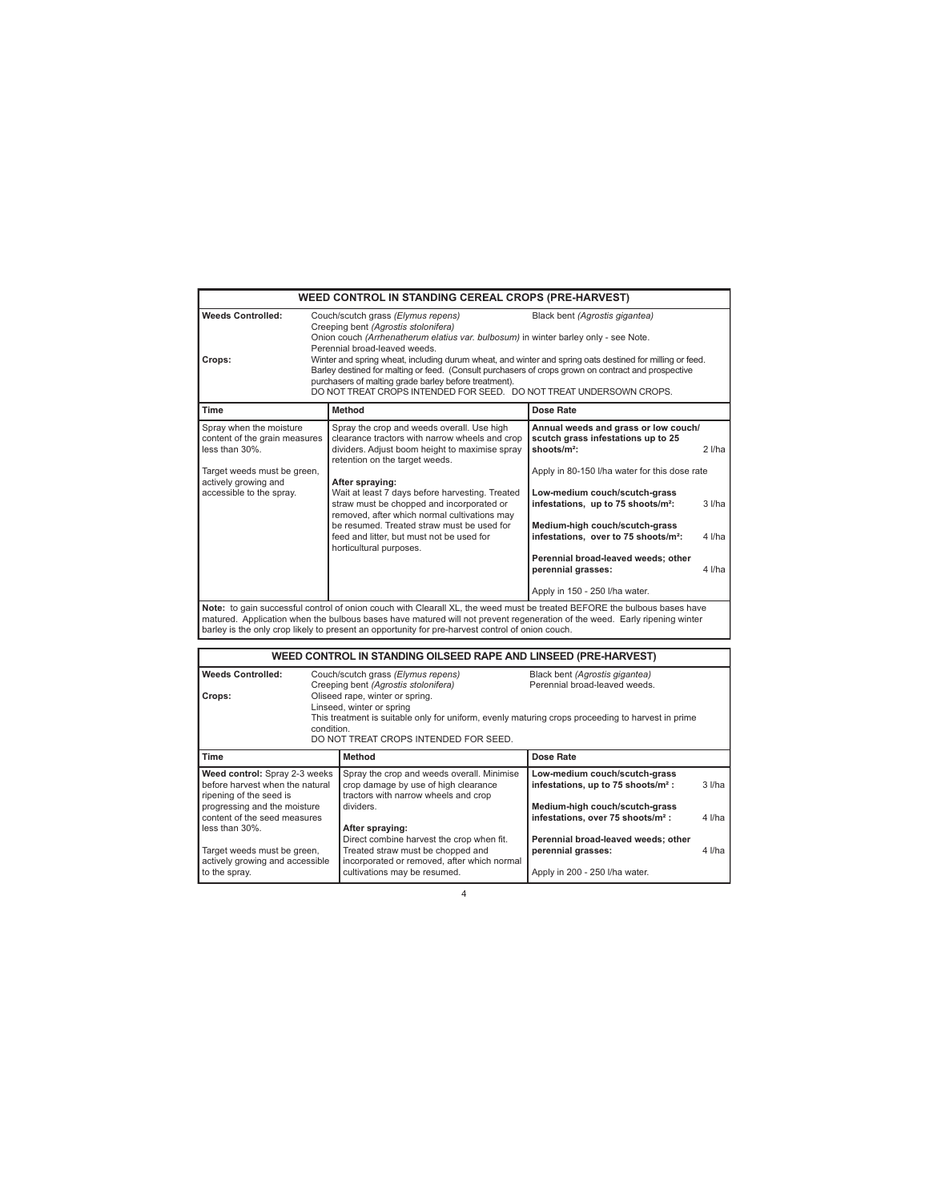## WEED CONTROL IN STANDING CEREAL CROPS (PRE-HARVEST)

**Weeds Controlled:** Couch/scutch grass *(Elymus repens)*, Black bent *(Agrostis gigantea)*, Creeping bent *(Agrostis stolonifera)*, Onion couch *(Arrhenatherum elatius var. bulbosum)* in winter barley only - see Note. Perennial broad-leaved weeds.

**Crops:** Winter and spring wheat, including durum wheat, and winter and spring oats destined for milling or feed. Barley destined for malting or feed. (Consult purchasers of crops grown on contract and prospective purchasers of malting grade barley before treatment).
DO NOT TREAT CROPS INTENDED FOR SEED. DO NOT TREAT UNDERSOWN CROPS.

| Time | Method | Dose Rate | |
|---|---|---|---|
| Spray when the moisture content of the grain measures less than 30%.<br><br>Target weeds must be green, actively growing and accessible to the spray. | Spray the crop and weeds overall. Use high clearance tractors with narrow wheels and crop dividers. Adjust boom height to maximise spray retention on the target weeds.<br><br>**After spraying:**<br>Wait at least 7 days before harvesting. Treated straw must be chopped and incorporated or removed, after which normal cultivations may be resumed. Treated straw must be used for feed and litter, but must not be used for horticultural purposes. | **Annual weeds and grass or low couch/ scutch grass infestations up to 25 shoots/m²:** | 2 l/ha |
| | | Apply in 80-150 l/ha water for this dose rate | |
| | | **Low-medium couch/scutch-grass infestations, up to 75 shoots/m²:** | 3 l/ha |
| | | **Medium-high couch/scutch-grass infestations, over to 75 shoots/m²:** | 4 l/ha |
| | | **Perennial broad-leaved weeds; other perennial grasses:** | 4 l/ha |
| | | Apply in 150 - 250 l/ha water. | |

**Note:** to gain successful control of onion couch with Clearall XL, the weed must be treated BEFORE the bulbous bases have matured. Application when the bulbous bases have matured will not prevent regeneration of the weed. Early ripening winter barley is the only crop likely to present an opportunity for pre-harvest control of onion couch.

## WEED CONTROL IN STANDING OILSEED RAPE AND LINSEED (PRE-HARVEST)

**Weeds Controlled:** Couch/scutch grass *(Elymus repens)*, Black bent *(Agrostis gigantea)*, Creeping bent *(Agrostis stolonifera)*, Perennial broad-leaved weeds.

**Crops:** Oliseed rape, winter or spring.
Linseed, winter or spring
This treatment is suitable only for uniform, evenly maturing crops proceeding to harvest in prime condition.
DO NOT TREAT CROPS INTENDED FOR SEED.

| Time | Method | Dose Rate | |
|---|---|---|---|
| **Weed control:** Spray 2-3 weeks before harvest when the natural ripening of the seed is progressing and the moisture content of the seed measures less than 30%.<br><br>Target weeds must be green, actively growing and accessible to the spray. | Spray the crop and weeds overall. Minimise crop damage by use of high clearance tractors with narrow wheels and crop dividers.<br><br>**After spraying:**<br>Direct combine harvest the crop when fit. Treated straw must be chopped and incorporated or removed, after which normal cultivations may be resumed. | **Low-medium couch/scutch-grass infestations, up to 75 shoots/m² :** | 3 l/ha |
| | | **Medium-high couch/scutch-grass infestations, over 75 shoots/m² :** | 4 l/ha |
| | | **Perennial broad-leaved weeds; other perennial grasses:** | 4 l/ha |
| | | Apply in 200 - 250 l/ha water. | |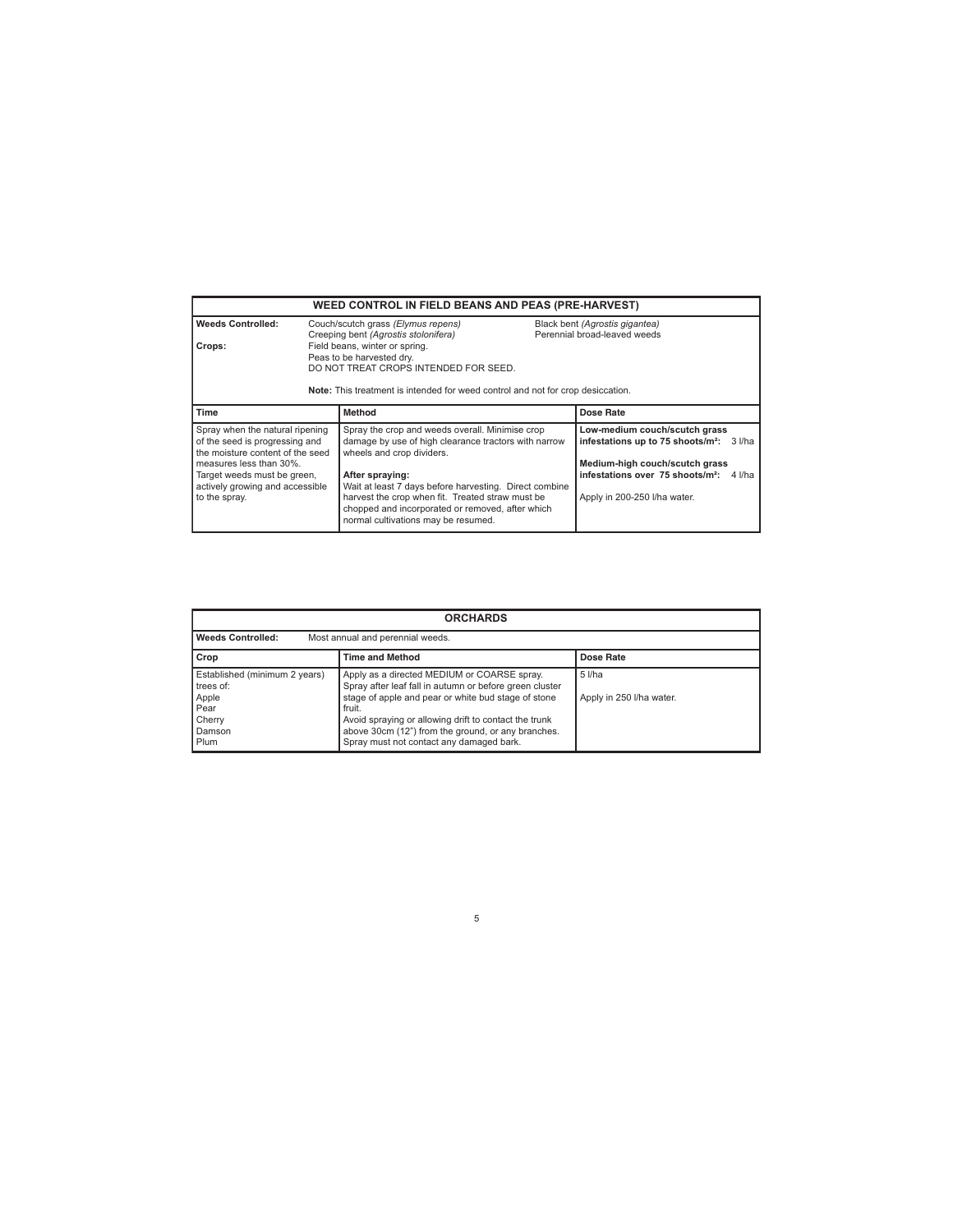## WEED CONTROL IN FIELD BEANS AND PEAS (PRE-HARVEST)

**Weeds Controlled:** Couch/scutch grass *(Elymus repens)*, Creeping bent *(Agrostis stolonifera)*, Black bent *(Agrostis gigantea)*, Perennial broad-leaved weeds

**Crops:** Field beans, winter or spring.
Peas to be harvested dry.
DO NOT TREAT CROPS INTENDED FOR SEED.

**Note:** This treatment is intended for weed control and not for crop desiccation.

| Time | Method | Dose Rate |
|---|---|---|
| Spray when the natural ripening of the seed is progressing and the moisture content of the seed measures less than 30%.<br>Target weeds must be green, actively growing and accessible to the spray. | Spray the crop and weeds overall. Minimise crop damage by use of high clearance tractors with narrow wheels and crop dividers.<br><br>**After spraying:**<br>Wait at least 7 days before harvesting. Direct combine harvest the crop when fit. Treated straw must be chopped and incorporated or removed, after which normal cultivations may be resumed. | **Low-medium couch/scutch grass infestations up to 75 shoots/m²:** 3 l/ha<br><br>**Medium-high couch/scutch grass infestations over 75 shoots/m²:** 4 l/ha<br><br>Apply in 200-250 l/ha water. |

## ORCHARDS

**Weeds Controlled:** Most annual and perennial weeds.

| Crop | Time and Method | Dose Rate |
|---|---|---|
| Established (minimum 2 years) trees of:<br>Apple<br>Pear<br>Cherry<br>Damson<br>Plum | Apply as a directed MEDIUM or COARSE spray.<br>Spray after leaf fall in autumn or before green cluster stage of apple and pear or white bud stage of stone fruit.<br>Avoid spraying or allowing drift to contact the trunk above 30cm (12") from the ground, or any branches.<br>Spray must not contact any damaged bark. | 5 l/ha<br><br>Apply in 250 l/ha water. |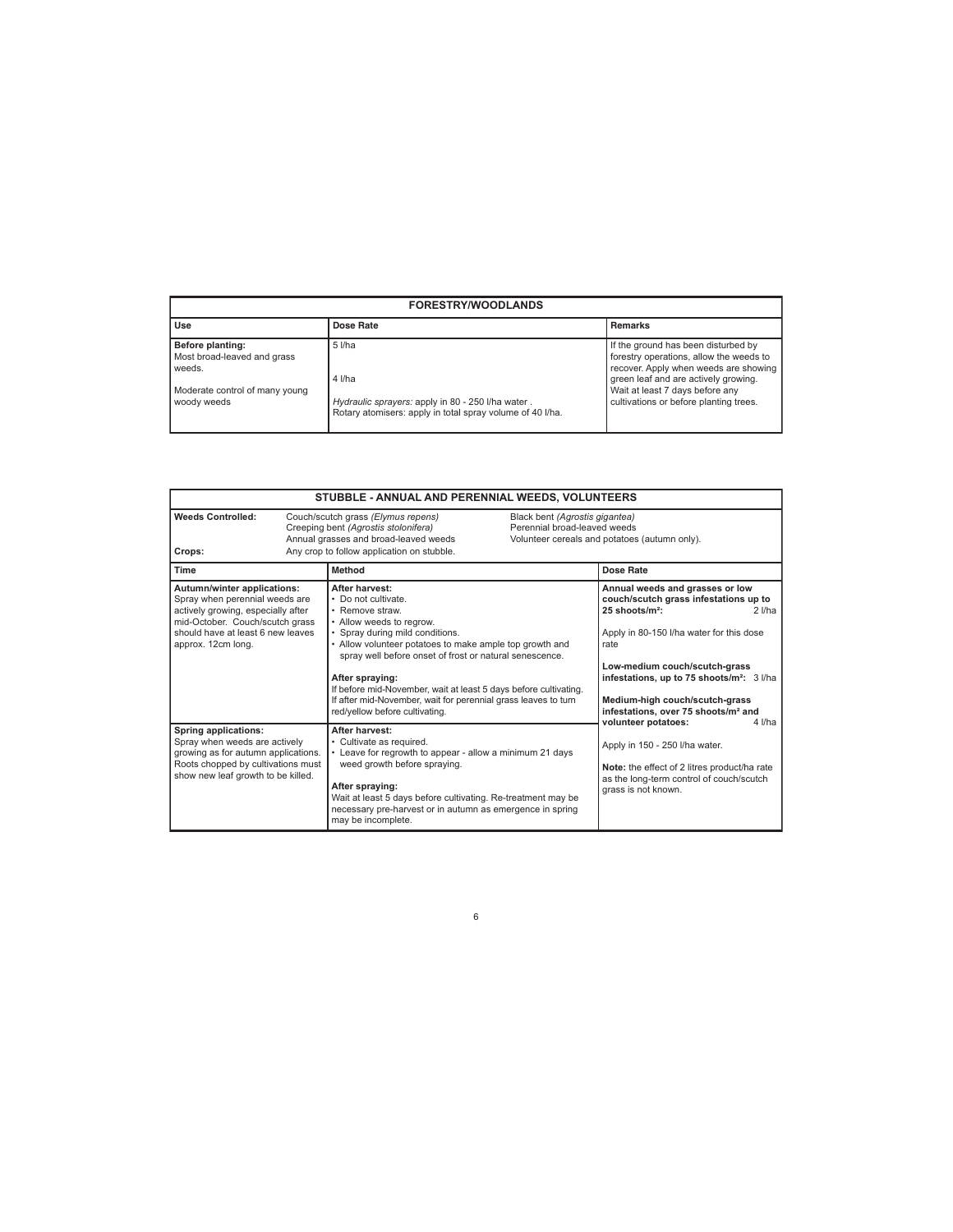| FORESTRY/WOODLANDS | | |
|---|---|---|
| **Use** | **Dose Rate** | **Remarks** |
| **Before planting:**<br>Most broad-leaved and grass weeds.<br><br>Moderate control of many young woody weeds | 5 l/ha<br><br>4 l/ha<br><br>*Hydraulic sprayers:* apply in 80 - 250 l/ha water .<br>Rotary atomisers: apply in total spray volume of 40 l/ha. | If the ground has been disturbed by forestry operations, allow the weeds to recover. Apply when weeds are showing green leaf and are actively growing.<br>Wait at least 7 days before any cultivations or before planting trees. |

| STUBBLE - ANNUAL AND PERENNIAL WEEDS, VOLUNTEERS | | |
|---|---|---|
| **Weeds Controlled:** | Couch/scutch grass *(Elymus repens)*<br>Creeping bent *(Agrostis stolonifera)*<br>Annual grasses and broad-leaved weeds | Black bent *(Agrostis gigantea)*<br>Perennial broad-leaved weeds<br>Volunteer cereals and potatoes (autumn only). |
| **Crops:** | Any crop to follow application on stubble. | |
| **Time** | **Method** | **Dose Rate** |
| **Autumn/winter applications:**<br>Spray when perennial weeds are actively growing, especially after mid-October. Couch/scutch grass should have at least 6 new leaves approx. 12cm long. | **After harvest:**<br>• Do not cultivate.<br>• Remove straw.<br>• Allow weeds to regrow.<br>• Spray during mild conditions.<br>• Allow volunteer potatoes to make ample top growth and spray well before onset of frost or natural senescence.<br><br>**After spraying:**<br>If before mid-November, wait at least 5 days before cultivating. If after mid-November, wait for perennial grass leaves to turn red/yellow before cultivating. | **Annual weeds and grasses or low couch/scutch grass infestations up to 25 shoots/m²:** 2 l/ha<br><br>Apply in 80-150 l/ha water for this dose rate<br><br>**Low-medium couch/scutch-grass infestations, up to 75 shoots/m²:** 3 l/ha<br><br>**Medium-high couch/scutch-grass infestations, over 75 shoots/m² and volunteer potatoes:** 4 l/ha<br><br>Apply in 150 - 250 l/ha water.<br><br>**Note:** the effect of 2 litres product/ha rate as the long-term control of couch/scutch grass is not known. |
| **Spring applications:**<br>Spray when weeds are actively growing as for autumn applications. Roots chopped by cultivations must show new leaf growth to be killed. | **After harvest:**<br>• Cultivate as required.<br>• Leave for regrowth to appear - allow a minimum 21 days weed growth before spraying.<br><br>**After spraying:**<br>Wait at least 5 days before cultivating. Re-treatment may be necessary pre-harvest or in autumn as emergence in spring may be incomplete. | |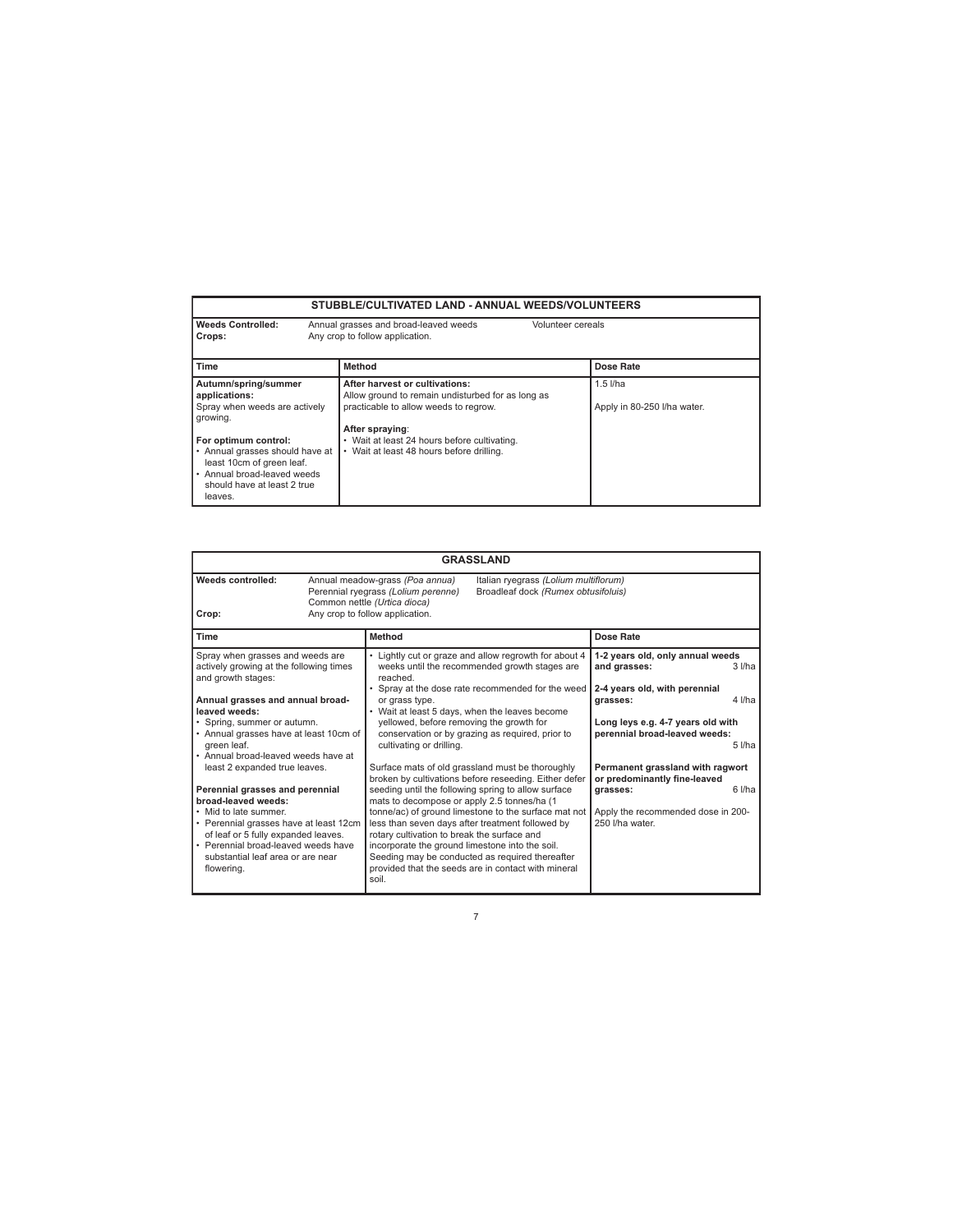## STUBBLE/CULTIVATED LAND - ANNUAL WEEDS/VOLUNTEERS

**Weeds Controlled:** Annual grasses and broad-leaved weeds Volunteer cereals
**Crops:** Any crop to follow application.

| Time | Method | Dose Rate |
|---|---|---|
| **Autumn/spring/summer applications:**<br>Spray when weeds are actively growing.<br><br>**For optimum control:**<br>• Annual grasses should have at least 10cm of green leaf.<br>• Annual broad-leaved weeds should have at least 2 true leaves. | **After harvest or cultivations:**<br>Allow ground to remain undisturbed for as long as practicable to allow weeds to regrow.<br><br>**After spraying**:<br>• Wait at least 24 hours before cultivating.<br>• Wait at least 48 hours before drilling. | 1.5 l/ha<br><br>Apply in 80-250 l/ha water. |

## GRASSLAND

**Weeds controlled:** Annual meadow-grass *(Poa annua)*, Perennial ryegrass *(Lolium perenne)*, Common nettle *(Urtica dioca)*, Italian ryegrass *(Lolium multiflorum)*, Broadleaf dock *(Rumex obtusifoluis)*
**Crop:** Any crop to follow application.

| Time | Method | Dose Rate |
|---|---|---|
| Spray when grasses and weeds are actively growing at the following times and growth stages:<br><br>**Annual grasses and annual broad-leaved weeds:**<br>• Spring, summer or autumn.<br>• Annual grasses have at least 10cm of green leaf.<br>• Annual broad-leaved weeds have at least 2 expanded true leaves.<br><br>**Perennial grasses and perennial broad-leaved weeds:**<br>• Mid to late summer.<br>• Perennial grasses have at least 12cm of leaf or 5 fully expanded leaves.<br>• Perennial broad-leaved weeds have substantial leaf area or are near flowering. | • Lightly cut or graze and allow regrowth for about 4 weeks until the recommended growth stages are reached.<br>• Spray at the dose rate recommended for the weed or grass type.<br>• Wait at least 5 days, when the leaves become yellowed, before removing the growth for conservation or by grazing as required, prior to cultivating or drilling.<br><br>Surface mats of old grassland must be thoroughly broken by cultivations before reseeding. Either defer seeding until the following spring to allow surface mats to decompose or apply 2.5 tonnes/ha (1 tonne/ac) of ground limestone to the surface mat not less than seven days after treatment followed by rotary cultivation to break the surface and incorporate the ground limestone into the soil. Seeding may be conducted as required thereafter provided that the seeds are in contact with mineral soil. | **1-2 years old, only annual weeds and grasses:** 3 l/ha<br><br>**2-4 years old, with perennial grasses:** 4 l/ha<br><br>**Long leys e.g. 4-7 years old with perennial broad-leaved weeds:** 5 l/ha<br><br>**Permanent grassland with ragwort or predominantly fine-leaved grasses:** 6 l/ha<br><br>Apply the recommended dose in 200-250 l/ha water. |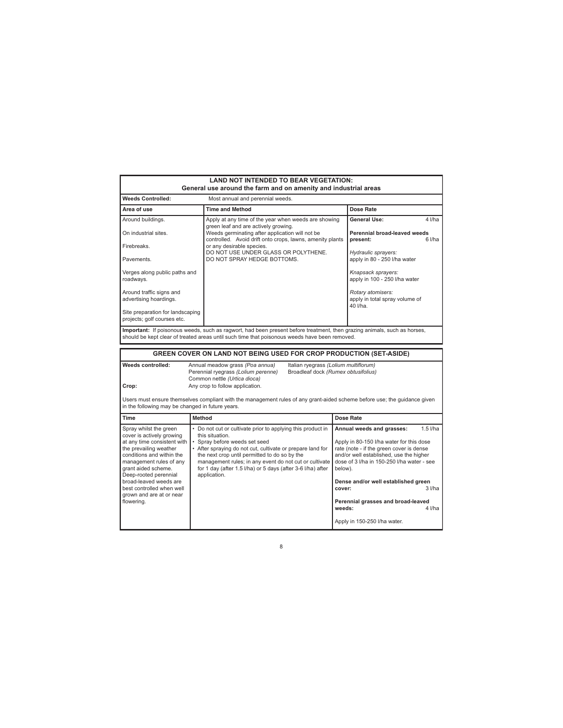## LAND NOT INTENDED TO BEAR VEGETATION:
### General use around the farm and on amenity and industrial areas

**Weeds Controlled:** Most annual and perennial weeds.

| Area of use | Time and Method | Dose Rate |
|---|---|---|
| Around buildings.<br><br>On industrial sites.<br><br>Firebreaks.<br><br>Pavements.<br><br>Verges along public paths and roadways.<br><br>Around traffic signs and advertising hoardings.<br><br>Site preparation for landscaping projects; golf courses etc. | Apply at any time of the year when weeds are showing green leaf and are actively growing.<br>Weeds germinating after application will not be controlled. Avoid drift onto crops, lawns, amenity plants or any desirable species.<br>DO NOT USE UNDER GLASS OR POLYTHENE.<br>DO NOT SPRAY HEDGE BOTTOMS. | **General Use:** 4 l/ha<br><br>**Perennial broad-leaved weeds present:** 6 l/ha<br><br>*Hydraulic sprayers:*<br>apply in 80 - 250 l/ha water<br><br>*Knapsack sprayers:*<br>apply in 100 - 250 l/ha water<br><br>*Rotary atomisers:*<br>apply in total spray volume of 40 l/ha. |

**Important:** If poisonous weeds, such as ragwort, had been present before treatment, then grazing animals, such as horses, should be kept clear of treated areas until such time that poisonous weeds have been removed.

## GREEN COVER ON LAND NOT BEING USED FOR CROP PRODUCTION (SET-ASIDE)

**Weeds controlled:** Annual meadow grass *(Poa annua)*, Perennial ryegrass *(Lolium perenne)*, Common nettle *(Urtica dioca)*, Italian ryegrass *(Lolium multiflorum)*, Broadleaf dock *(Rumex obtusifolius)*

**Crop:** Any crop to follow application.

Users must ensure themselves compliant with the management rules of any grant-aided scheme before use; the guidance given in the following may be changed in future years.

| Time | Method | Dose Rate |
|---|---|---|
| Spray whilst the green cover is actively growing at any time consistent with the prevailing weather conditions and within the management rules of any grant aided scheme.<br>Deep-rooted perennial broad-leaved weeds are best controlled when well grown and are at or near flowering. | • Do not cut or cultivate prior to applying this product in this situation.<br>• Spray before weeds set seed<br>• After spraying do not cut, cultivate or prepare land for the next crop until permitted to do so by the management rules; in any event do not cut or cultivate for 1 day (after 1.5 l/ha) or 5 days (after 3-6 l/ha) after application. | **Annual weeds and grasses:** 1.5 l/ha<br><br>Apply in 80-150 l/ha water for this dose rate (note - if the green cover is dense and/or well established, use the higher dose of 3 l/ha in 150-250 l/ha water - see below).<br><br>**Dense and/or well established green cover:** 3 l/ha<br><br>**Perennial grasses and broad-leaved weeds:** 4 l/ha<br><br>Apply in 150-250 l/ha water. |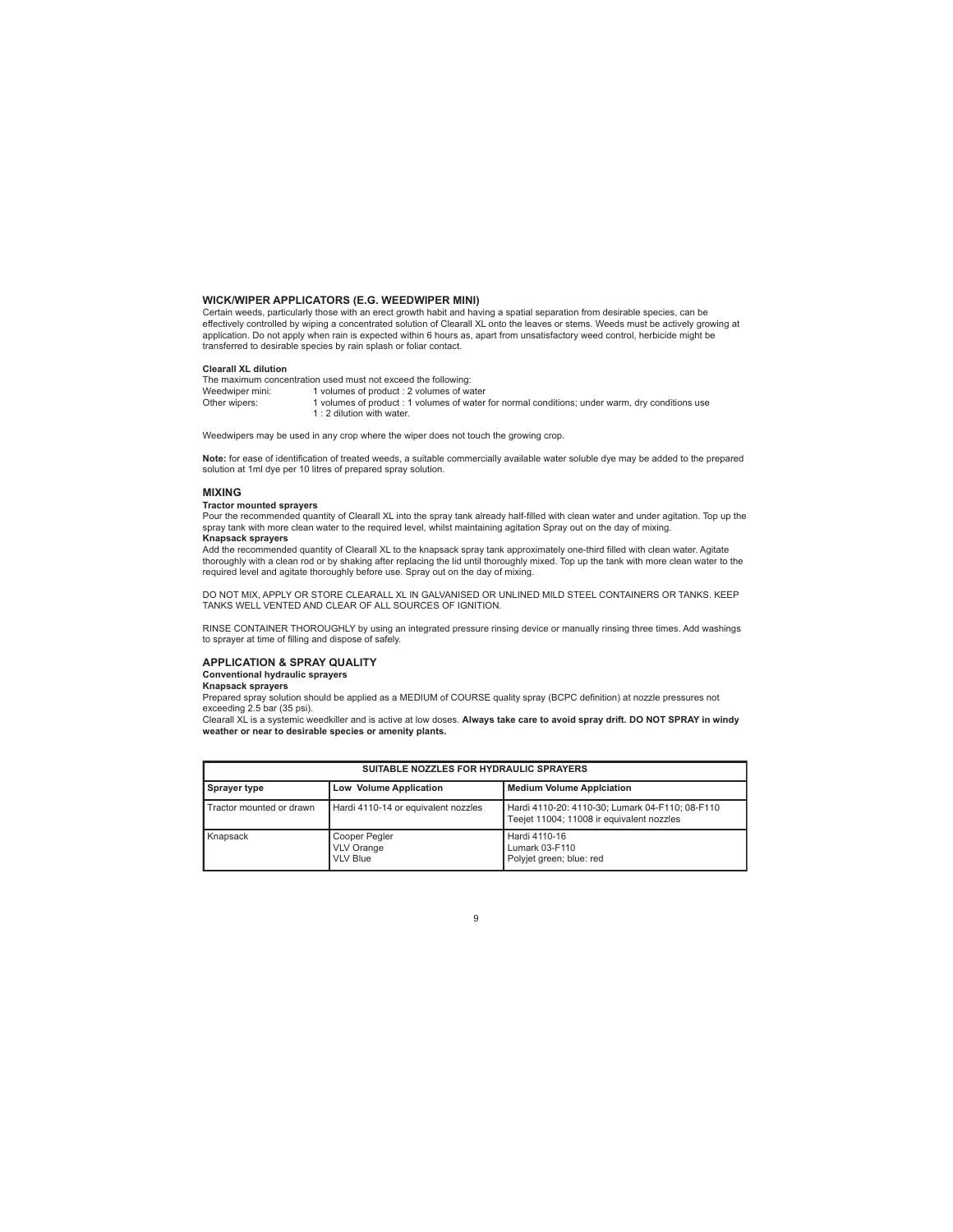## WICK/WIPER APPLICATORS (E.G. WEEDWIPER MINI)

Certain weeds, particularly those with an erect growth habit and having a spatial separation from desirable species, can be effectively controlled by wiping a concentrated solution of Clearall XL onto the leaves or stems. Weeds must be actively growing at application. Do not apply when rain is expected within 6 hours as, apart from unsatisfactory weed control, herbicide might be transferred to desirable species by rain splash or foliar contact.

**Clearall XL dilution**

The maximum concentration used must not exceed the following:

Weedwiper mini: 1 volumes of product : 2 volumes of water

Other wipers: 1 volumes of product : 1 volumes of water for normal conditions; under warm, dry conditions use 1 : 2 dilution with water.

Weedwipers may be used in any crop where the wiper does not touch the growing crop.

**Note:** for ease of identification of treated weeds, a suitable commercially available water soluble dye may be added to the prepared solution at 1ml dye per 10 litres of prepared spray solution.

## MIXING

**Tractor mounted sprayers**

Pour the recommended quantity of Clearall XL into the spray tank already half-filled with clean water and under agitation. Top up the spray tank with more clean water to the required level, whilst maintaining agitation Spray out on the day of mixing.

**Knapsack sprayers**

Add the recommended quantity of Clearall XL to the knapsack spray tank approximately one-third filled with clean water. Agitate thoroughly with a clean rod or by shaking after replacing the lid until thoroughly mixed. Top up the tank with more clean water to the required level and agitate thoroughly before use. Spray out on the day of mixing.

DO NOT MIX, APPLY OR STORE CLEARALL XL IN GALVANISED OR UNLINED MILD STEEL CONTAINERS OR TANKS. KEEP TANKS WELL VENTED AND CLEAR OF ALL SOURCES OF IGNITION.

RINSE CONTAINER THOROUGHLY by using an integrated pressure rinsing device or manually rinsing three times. Add washings to sprayer at time of filling and dispose of safely.

## APPLICATION & SPRAY QUALITY

**Conventional hydraulic sprayers**

**Knapsack sprayers**

Prepared spray solution should be applied as a MEDIUM of COURSE quality spray (BCPC definition) at nozzle pressures not exceeding 2.5 bar (35 psi).

Clearall XL is a systemic weedkiller and is active at low doses. **Always take care to avoid spray drift. DO NOT SPRAY in windy weather or near to desirable species or amenity plants.**

| SUITABLE NOZZLES FOR HYDRAULIC SPRAYERS | | |
|---|---|---|
| **Sprayer type** | **Low Volume Application** | **Medium Volume Applciation** |
| Tractor mounted or drawn | Hardi 4110-14 or equivalent nozzles | Hardi 4110-20: 4110-30; Lumark 04-F110; 08-F110 Teejet 11004; 11008 ir equivalent nozzles |
| Knapsack | Cooper Pegler<br>VLV Orange<br>VLV Blue | Hardi 4110-16<br>Lumark 03-F110<br>Polyjet green; blue: red |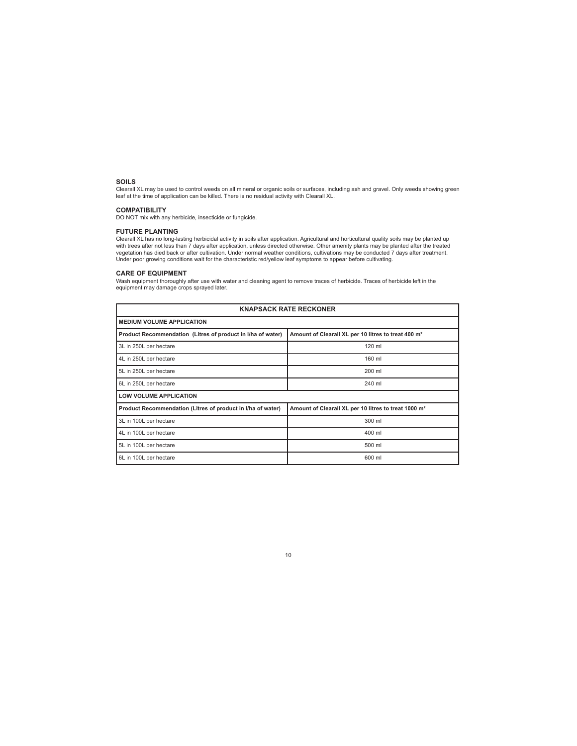## SOILS

Clearall XL may be used to control weeds on all mineral or organic soils or surfaces, including ash and gravel. Only weeds showing green leaf at the time of application can be killed. There is no residual activity with Clearall XL.

## COMPATIBILITY

DO NOT mix with any herbicide, insecticide or fungicide.

## FUTURE PLANTING

Clearall XL has no long-lasting herbicidal activity in soils after application. Agricultural and horticultural quality soils may be planted up with trees after not less than 7 days after application, unless directed otherwise. Other amenity plants may be planted after the treated vegetation has died back or after cultivation. Under normal weather conditions, cultivations may be conducted 7 days after treatment. Under poor growing conditions wait for the characteristic red/yellow leaf symptoms to appear before cultivating.

## CARE OF EQUIPMENT

Wash equipment thoroughly after use with water and cleaning agent to remove traces of herbicide. Traces of herbicide left in the equipment may damage crops sprayed later.

| **KNAPSACK RATE RECKONER** | |
|---|---|
| **MEDIUM VOLUME APPLICATION** | |
| **Product Recommendation (Litres of product in l/ha of water)** | **Amount of Clearall XL per 10 litres to treat 400 m²** |
| 3L in 250L per hectare | 120 ml |
| 4L in 250L per hectare | 160 ml |
| 5L in 250L per hectare | 200 ml |
| 6L in 250L per hectare | 240 ml |
| **LOW VOLUME APPLICATION** | |
| **Product Recommendation (Litres of product in l/ha of water)** | **Amount of Clearall XL per 10 litres to treat 1000 m²** |
| 3L in 100L per hectare | 300 ml |
| 4L in 100L per hectare | 400 ml |
| 5L in 100L per hectare | 500 ml |
| 6L in 100L per hectare | 600 ml |